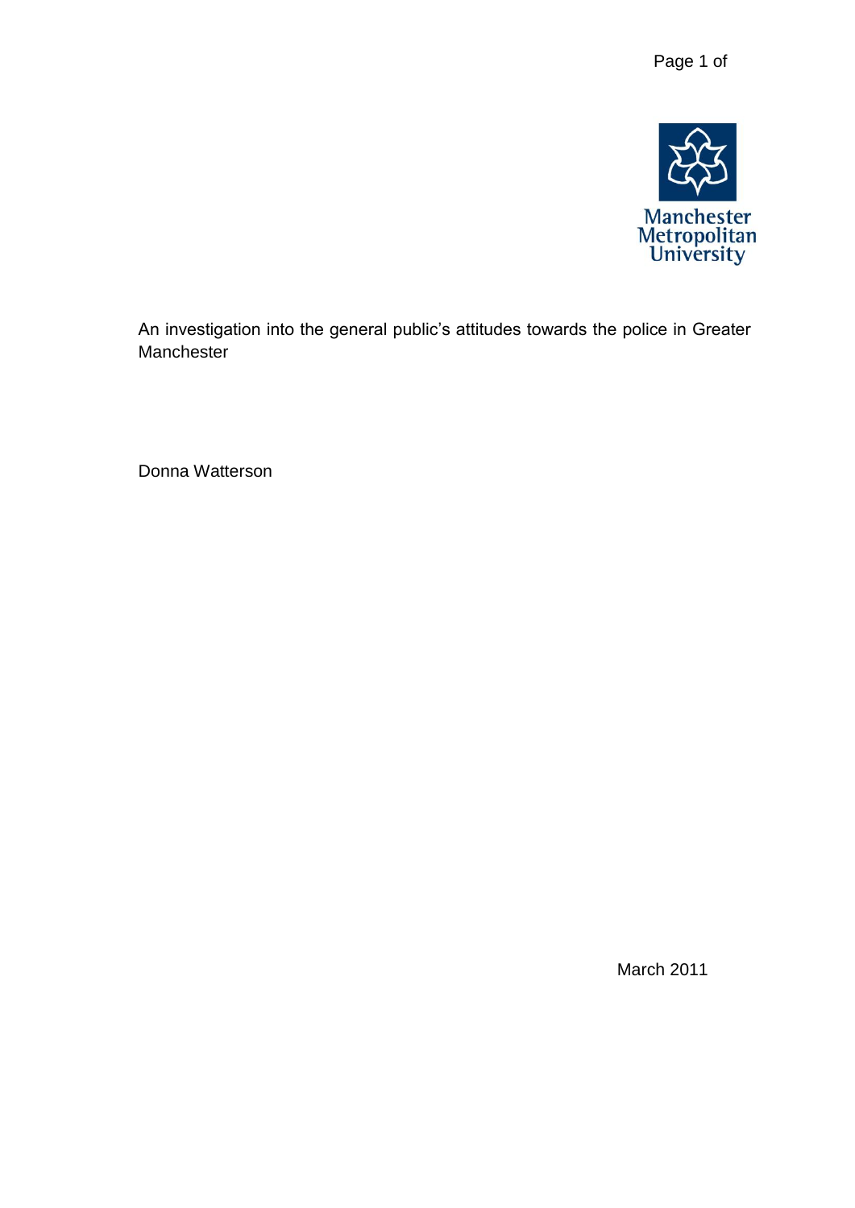Manchester Metropolitan University

An investigation into the general public's attitudes towards the police in Greater Manchester

Donna Watterson

March 2011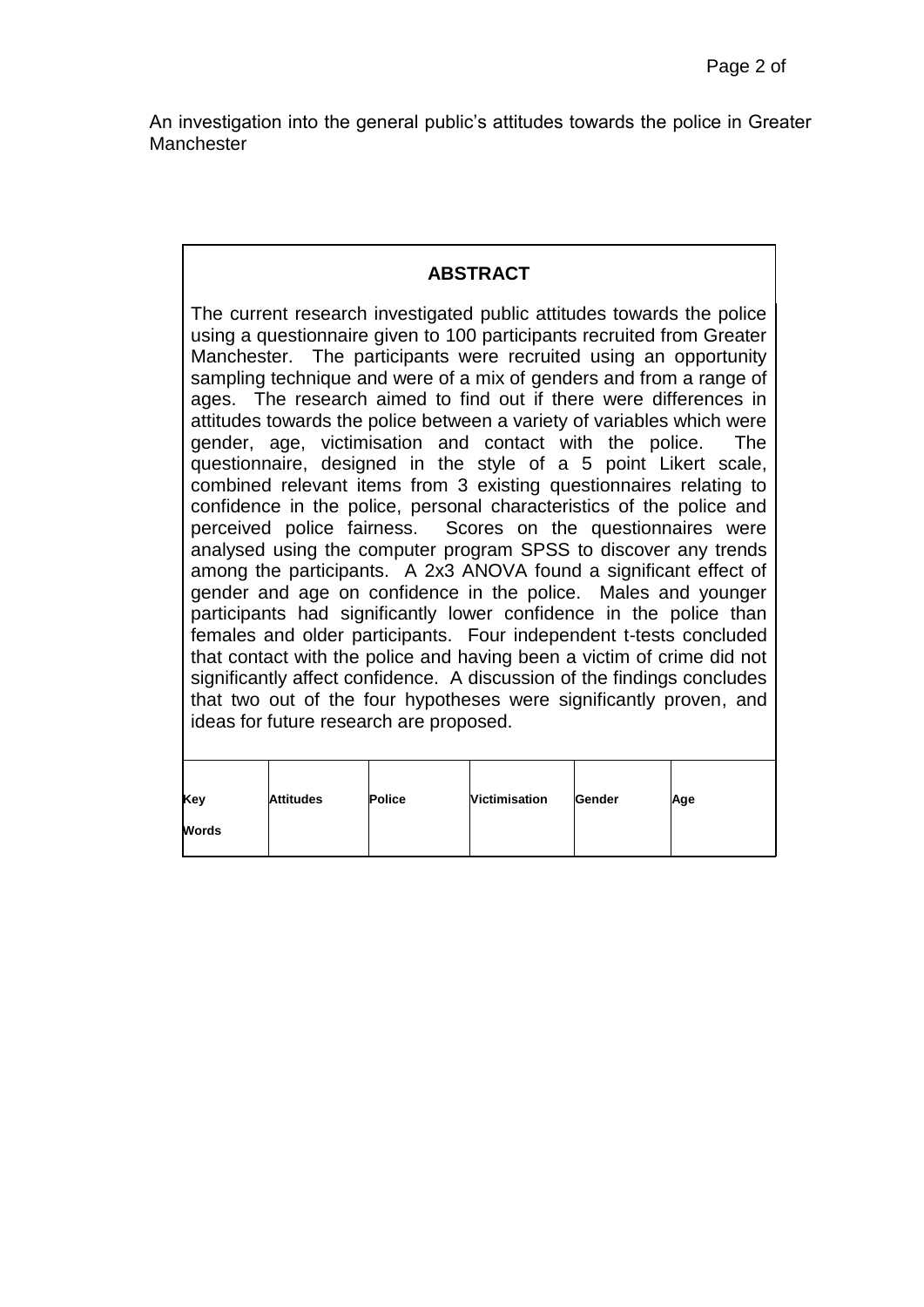An investigation into the general public's attitudes towards the police in Greater Manchester

## ABSTRACT

The current research investigated public attitudes towards the police using a questionnaire given to 100 participants recruited from Greater Manchester. The participants were recruited using an opportunity sampling technique and were of a mix of genders and from a range of ages. The research aimed to find out if there were differences in attitudes towards the police between a variety of variables which were gender, age, victimisation and contact with the police. The questionnaire, designed in the style of a 5 point Likert scale, combined relevant items from 3 existing questionnaires relating to confidence in the police, personal characteristics of the police and perceived police fairness. Scores on the questionnaires were analysed using the computer program SPSS to discover any trends among the participants. A 2x3 ANOVA found a significant effect of gender and age on confidence in the police. Males and younger participants had significantly lower confidence in the police than females and older participants. Four independent t-tests concluded that contact with the police and having been a victim of crime did not significantly affect confidence. A discussion of the findings concludes that two out of the four hypotheses were significantly proven, and ideas for future research are proposed.

| **Key Words** | **Attitudes** | **Police** | **Victimisation** | **Gender** | **Age** |
|---|---|---|---|---|---|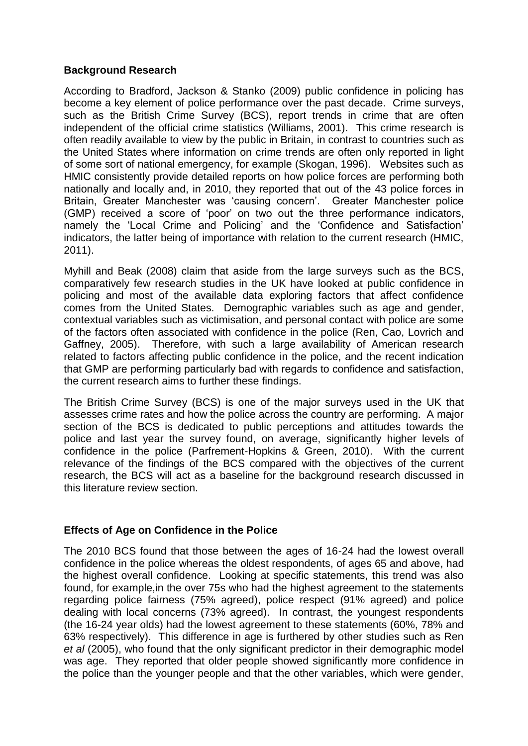**Background Research**

According to Bradford, Jackson & Stanko (2009) public confidence in policing has become a key element of police performance over the past decade. Crime surveys, such as the British Crime Survey (BCS), report trends in crime that are often independent of the official crime statistics (Williams, 2001). This crime research is often readily available to view by the public in Britain, in contrast to countries such as the United States where information on crime trends are often only reported in light of some sort of national emergency, for example (Skogan, 1996). Websites such as HMIC consistently provide detailed reports on how police forces are performing both nationally and locally and, in 2010, they reported that out of the 43 police forces in Britain, Greater Manchester was 'causing concern'. Greater Manchester police (GMP) received a score of 'poor' on two out the three performance indicators, namely the 'Local Crime and Policing' and the 'Confidence and Satisfaction' indicators, the latter being of importance with relation to the current research (HMIC, 2011).

Myhill and Beak (2008) claim that aside from the large surveys such as the BCS, comparatively few research studies in the UK have looked at public confidence in policing and most of the available data exploring factors that affect confidence comes from the United States. Demographic variables such as age and gender, contextual variables such as victimisation, and personal contact with police are some of the factors often associated with confidence in the police (Ren, Cao, Lovrich and Gaffney, 2005). Therefore, with such a large availability of American research related to factors affecting public confidence in the police, and the recent indication that GMP are performing particularly bad with regards to confidence and satisfaction, the current research aims to further these findings.

The British Crime Survey (BCS) is one of the major surveys used in the UK that assesses crime rates and how the police across the country are performing. A major section of the BCS is dedicated to public perceptions and attitudes towards the police and last year the survey found, on average, significantly higher levels of confidence in the police (Parfrement-Hopkins & Green, 2010). With the current relevance of the findings of the BCS compared with the objectives of the current research, the BCS will act as a baseline for the background research discussed in this literature review section.

**Effects of Age on Confidence in the Police**

The 2010 BCS found that those between the ages of 16-24 had the lowest overall confidence in the police whereas the oldest respondents, of ages 65 and above, had the highest overall confidence. Looking at specific statements, this trend was also found, for example,in the over 75s who had the highest agreement to the statements regarding police fairness (75% agreed), police respect (91% agreed) and police dealing with local concerns (73% agreed). In contrast, the youngest respondents (the 16-24 year olds) had the lowest agreement to these statements (60%, 78% and 63% respectively). This difference in age is furthered by other studies such as Ren *et al* (2005), who found that the only significant predictor in their demographic model was age. They reported that older people showed significantly more confidence in the police than the younger people and that the other variables, which were gender,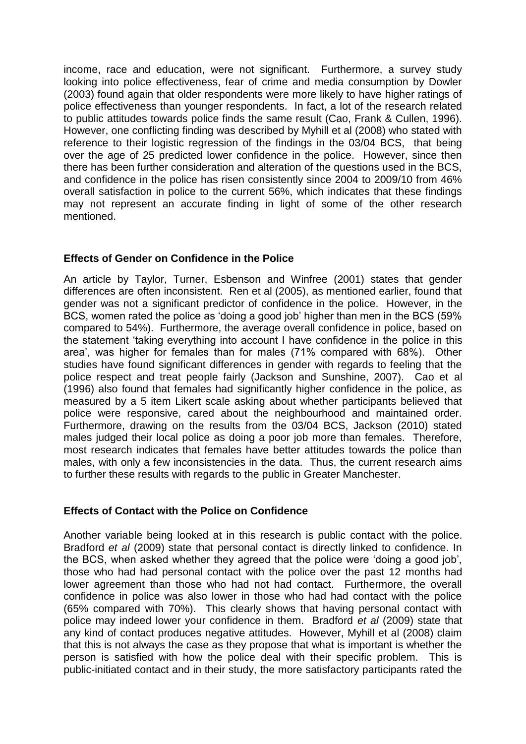income, race and education, were not significant. Furthermore, a survey study looking into police effectiveness, fear of crime and media consumption by Dowler (2003) found again that older respondents were more likely to have higher ratings of police effectiveness than younger respondents. In fact, a lot of the research related to public attitudes towards police finds the same result (Cao, Frank & Cullen, 1996). However, one conflicting finding was described by Myhill et al (2008) who stated with reference to their logistic regression of the findings in the 03/04 BCS, that being over the age of 25 predicted lower confidence in the police. However, since then there has been further consideration and alteration of the questions used in the BCS, and confidence in the police has risen consistently since 2004 to 2009/10 from 46% overall satisfaction in police to the current 56%, which indicates that these findings may not represent an accurate finding in light of some of the other research mentioned.

**Effects of Gender on Confidence in the Police**

An article by Taylor, Turner, Esbenson and Winfree (2001) states that gender differences are often inconsistent. Ren et al (2005), as mentioned earlier, found that gender was not a significant predictor of confidence in the police. However, in the BCS, women rated the police as 'doing a good job' higher than men in the BCS (59% compared to 54%). Furthermore, the average overall confidence in police, based on the statement 'taking everything into account I have confidence in the police in this area', was higher for females than for males (71% compared with 68%). Other studies have found significant differences in gender with regards to feeling that the police respect and treat people fairly (Jackson and Sunshine, 2007). Cao et al (1996) also found that females had significantly higher confidence in the police, as measured by a 5 item Likert scale asking about whether participants believed that police were responsive, cared about the neighbourhood and maintained order. Furthermore, drawing on the results from the 03/04 BCS, Jackson (2010) stated males judged their local police as doing a poor job more than females. Therefore, most research indicates that females have better attitudes towards the police than males, with only a few inconsistencies in the data. Thus, the current research aims to further these results with regards to the public in Greater Manchester.

**Effects of Contact with the Police on Confidence**

Another variable being looked at in this research is public contact with the police. Bradford *et al* (2009) state that personal contact is directly linked to confidence. In the BCS, when asked whether they agreed that the police were 'doing a good job', those who had had personal contact with the police over the past 12 months had lower agreement than those who had not had contact. Furthermore, the overall confidence in police was also lower in those who had had contact with the police (65% compared with 70%). This clearly shows that having personal contact with police may indeed lower your confidence in them. Bradford *et al* (2009) state that any kind of contact produces negative attitudes. However, Myhill et al (2008) claim that this is not always the case as they propose that what is important is whether the person is satisfied with how the police deal with their specific problem. This is public-initiated contact and in their study, the more satisfactory participants rated the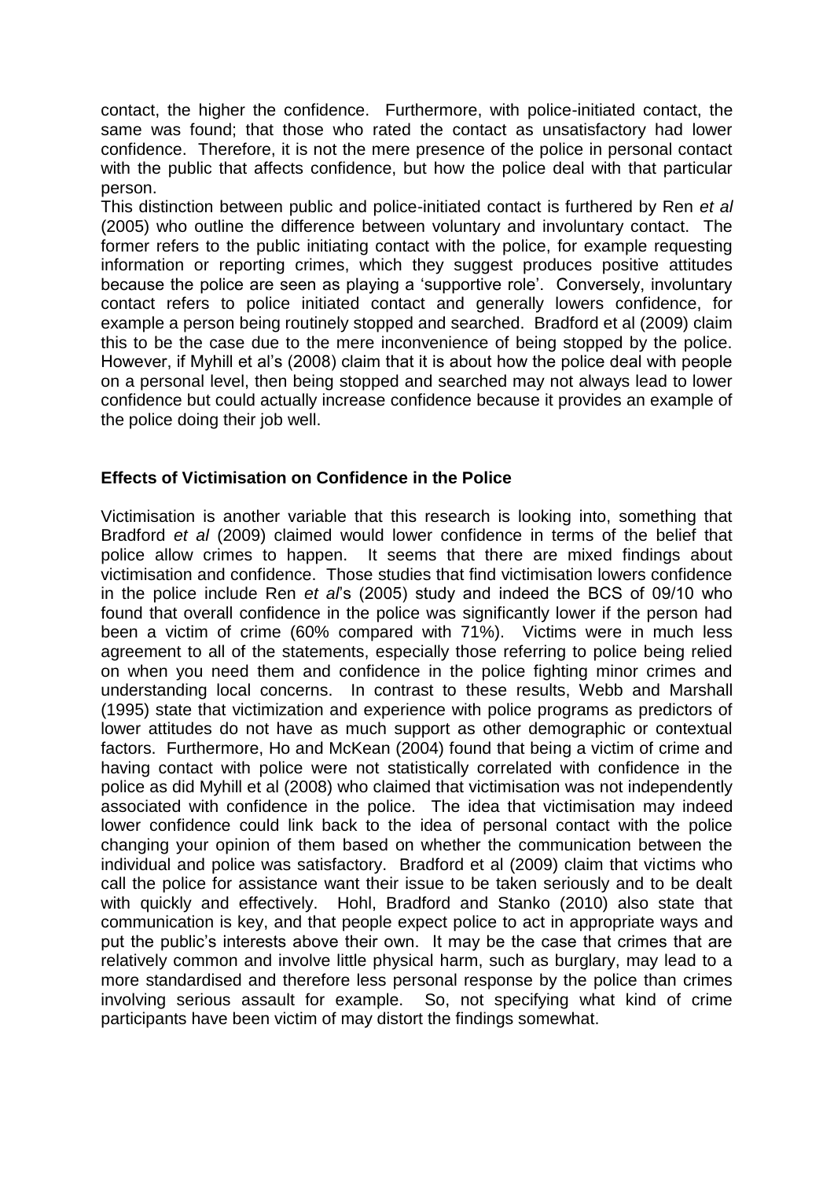contact, the higher the confidence. Furthermore, with police-initiated contact, the same was found; that those who rated the contact as unsatisfactory had lower confidence. Therefore, it is not the mere presence of the police in personal contact with the public that affects confidence, but how the police deal with that particular person.

This distinction between public and police-initiated contact is furthered by Ren *et al* (2005) who outline the difference between voluntary and involuntary contact. The former refers to the public initiating contact with the police, for example requesting information or reporting crimes, which they suggest produces positive attitudes because the police are seen as playing a 'supportive role'. Conversely, involuntary contact refers to police initiated contact and generally lowers confidence, for example a person being routinely stopped and searched. Bradford et al (2009) claim this to be the case due to the mere inconvenience of being stopped by the police. However, if Myhill et al's (2008) claim that it is about how the police deal with people on a personal level, then being stopped and searched may not always lead to lower confidence but could actually increase confidence because it provides an example of the police doing their job well.

**Effects of Victimisation on Confidence in the Police**

Victimisation is another variable that this research is looking into, something that Bradford *et al* (2009) claimed would lower confidence in terms of the belief that police allow crimes to happen. It seems that there are mixed findings about victimisation and confidence. Those studies that find victimisation lowers confidence in the police include Ren *et al*'s (2005) study and indeed the BCS of 09/10 who found that overall confidence in the police was significantly lower if the person had been a victim of crime (60% compared with 71%). Victims were in much less agreement to all of the statements, especially those referring to police being relied on when you need them and confidence in the police fighting minor crimes and understanding local concerns. In contrast to these results, Webb and Marshall (1995) state that victimization and experience with police programs as predictors of lower attitudes do not have as much support as other demographic or contextual factors. Furthermore, Ho and McKean (2004) found that being a victim of crime and having contact with police were not statistically correlated with confidence in the police as did Myhill et al (2008) who claimed that victimisation was not independently associated with confidence in the police. The idea that victimisation may indeed lower confidence could link back to the idea of personal contact with the police changing your opinion of them based on whether the communication between the individual and police was satisfactory. Bradford et al (2009) claim that victims who call the police for assistance want their issue to be taken seriously and to be dealt with quickly and effectively. Hohl, Bradford and Stanko (2010) also state that communication is key, and that people expect police to act in appropriate ways and put the public's interests above their own. It may be the case that crimes that are relatively common and involve little physical harm, such as burglary, may lead to a more standardised and therefore less personal response by the police than crimes involving serious assault for example. So, not specifying what kind of crime participants have been victim of may distort the findings somewhat.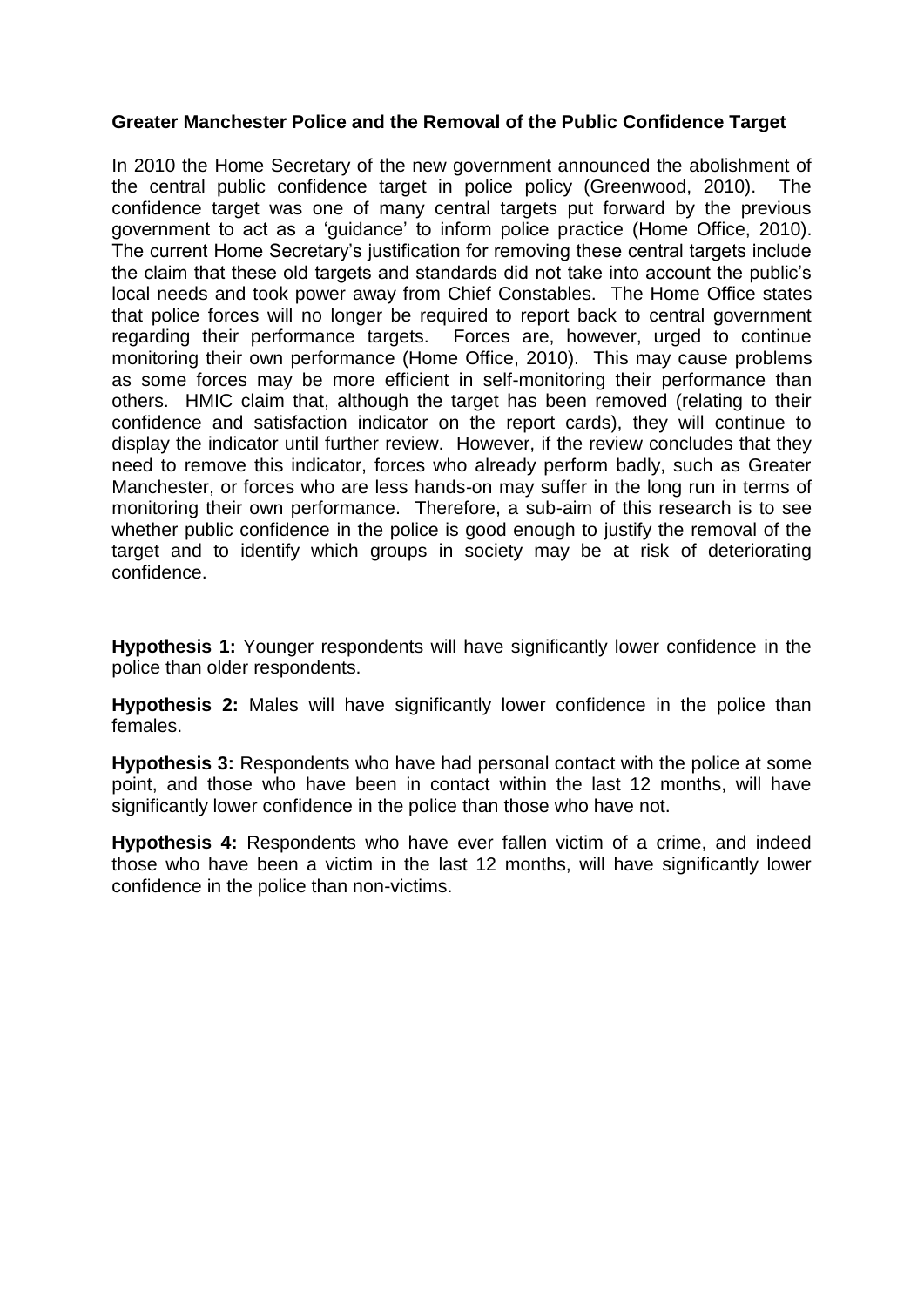**Greater Manchester Police and the Removal of the Public Confidence Target**

In 2010 the Home Secretary of the new government announced the abolishment of the central public confidence target in police policy (Greenwood, 2010). The confidence target was one of many central targets put forward by the previous government to act as a 'guidance' to inform police practice (Home Office, 2010). The current Home Secretary's justification for removing these central targets include the claim that these old targets and standards did not take into account the public's local needs and took power away from Chief Constables. The Home Office states that police forces will no longer be required to report back to central government regarding their performance targets. Forces are, however, urged to continue monitoring their own performance (Home Office, 2010). This may cause problems as some forces may be more efficient in self-monitoring their performance than others. HMIC claim that, although the target has been removed (relating to their confidence and satisfaction indicator on the report cards), they will continue to display the indicator until further review. However, if the review concludes that they need to remove this indicator, forces who already perform badly, such as Greater Manchester, or forces who are less hands-on may suffer in the long run in terms of monitoring their own performance. Therefore, a sub-aim of this research is to see whether public confidence in the police is good enough to justify the removal of the target and to identify which groups in society may be at risk of deteriorating confidence.

**Hypothesis 1:** Younger respondents will have significantly lower confidence in the police than older respondents.

**Hypothesis 2:** Males will have significantly lower confidence in the police than females.

**Hypothesis 3:** Respondents who have had personal contact with the police at some point, and those who have been in contact within the last 12 months, will have significantly lower confidence in the police than those who have not.

**Hypothesis 4:** Respondents who have ever fallen victim of a crime, and indeed those who have been a victim in the last 12 months, will have significantly lower confidence in the police than non-victims.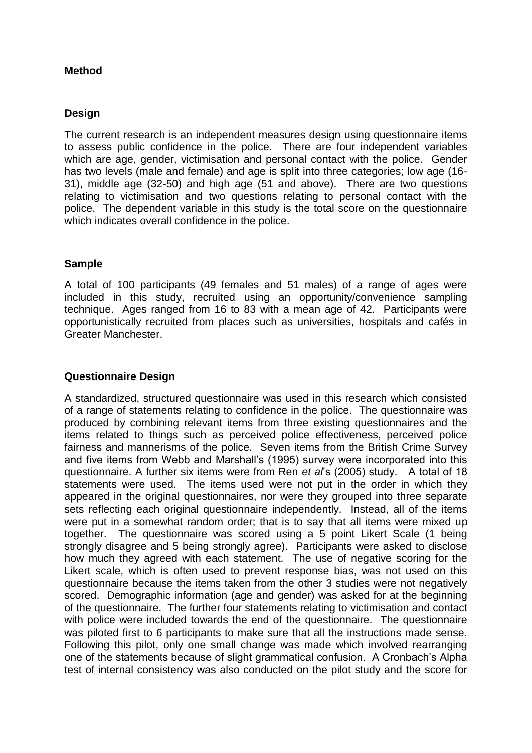# Method

## Design

The current research is an independent measures design using questionnaire items to assess public confidence in the police. There are four independent variables which are age, gender, victimisation and personal contact with the police. Gender has two levels (male and female) and age is split into three categories; low age (16-31), middle age (32-50) and high age (51 and above). There are two questions relating to victimisation and two questions relating to personal contact with the police. The dependent variable in this study is the total score on the questionnaire which indicates overall confidence in the police.

## Sample

A total of 100 participants (49 females and 51 males) of a range of ages were included in this study, recruited using an opportunity/convenience sampling technique. Ages ranged from 16 to 83 with a mean age of 42. Participants were opportunistically recruited from places such as universities, hospitals and cafés in Greater Manchester.

## Questionnaire Design

A standardized, structured questionnaire was used in this research which consisted of a range of statements relating to confidence in the police. The questionnaire was produced by combining relevant items from three existing questionnaires and the items related to things such as perceived police effectiveness, perceived police fairness and mannerisms of the police. Seven items from the British Crime Survey and five items from Webb and Marshall's (1995) survey were incorporated into this questionnaire. A further six items were from Ren *et al*'s (2005) study. A total of 18 statements were used. The items used were not put in the order in which they appeared in the original questionnaires, nor were they grouped into three separate sets reflecting each original questionnaire independently. Instead, all of the items were put in a somewhat random order; that is to say that all items were mixed up together. The questionnaire was scored using a 5 point Likert Scale (1 being strongly disagree and 5 being strongly agree). Participants were asked to disclose how much they agreed with each statement. The use of negative scoring for the Likert scale, which is often used to prevent response bias, was not used on this questionnaire because the items taken from the other 3 studies were not negatively scored. Demographic information (age and gender) was asked for at the beginning of the questionnaire. The further four statements relating to victimisation and contact with police were included towards the end of the questionnaire. The questionnaire was piloted first to 6 participants to make sure that all the instructions made sense. Following this pilot, only one small change was made which involved rearranging one of the statements because of slight grammatical confusion. A Cronbach's Alpha test of internal consistency was also conducted on the pilot study and the score for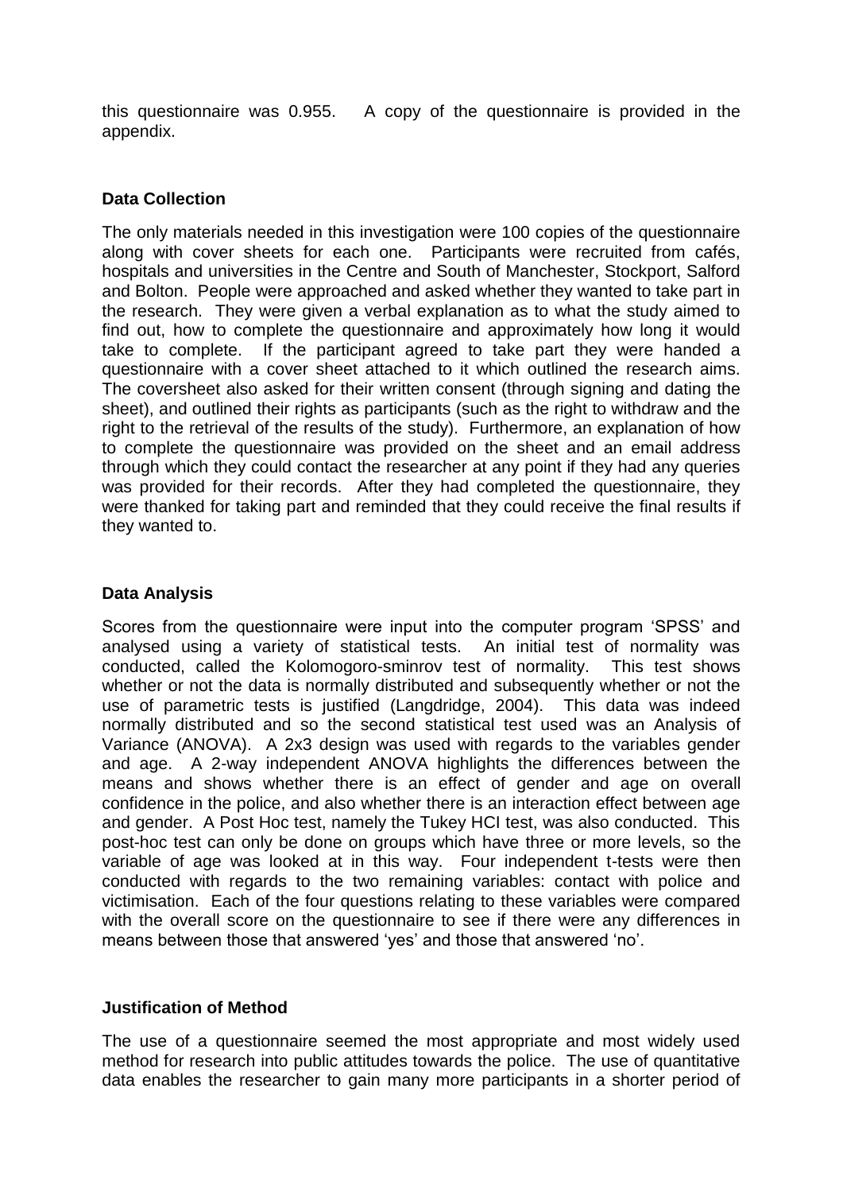this questionnaire was 0.955. A copy of the questionnaire is provided in the appendix.

**Data Collection**

The only materials needed in this investigation were 100 copies of the questionnaire along with cover sheets for each one. Participants were recruited from cafés, hospitals and universities in the Centre and South of Manchester, Stockport, Salford and Bolton. People were approached and asked whether they wanted to take part in the research. They were given a verbal explanation as to what the study aimed to find out, how to complete the questionnaire and approximately how long it would take to complete. If the participant agreed to take part they were handed a questionnaire with a cover sheet attached to it which outlined the research aims. The coversheet also asked for their written consent (through signing and dating the sheet), and outlined their rights as participants (such as the right to withdraw and the right to the retrieval of the results of the study). Furthermore, an explanation of how to complete the questionnaire was provided on the sheet and an email address through which they could contact the researcher at any point if they had any queries was provided for their records. After they had completed the questionnaire, they were thanked for taking part and reminded that they could receive the final results if they wanted to.

**Data Analysis**

Scores from the questionnaire were input into the computer program 'SPSS' and analysed using a variety of statistical tests. An initial test of normality was conducted, called the Kolomogoro-sminrov test of normality. This test shows whether or not the data is normally distributed and subsequently whether or not the use of parametric tests is justified (Langdridge, 2004). This data was indeed normally distributed and so the second statistical test used was an Analysis of Variance (ANOVA). A 2x3 design was used with regards to the variables gender and age. A 2-way independent ANOVA highlights the differences between the means and shows whether there is an effect of gender and age on overall confidence in the police, and also whether there is an interaction effect between age and gender. A Post Hoc test, namely the Tukey HCI test, was also conducted. This post-hoc test can only be done on groups which have three or more levels, so the variable of age was looked at in this way. Four independent t-tests were then conducted with regards to the two remaining variables: contact with police and victimisation. Each of the four questions relating to these variables were compared with the overall score on the questionnaire to see if there were any differences in means between those that answered 'yes' and those that answered 'no'.

**Justification of Method**

The use of a questionnaire seemed the most appropriate and most widely used method for research into public attitudes towards the police. The use of quantitative data enables the researcher to gain many more participants in a shorter period of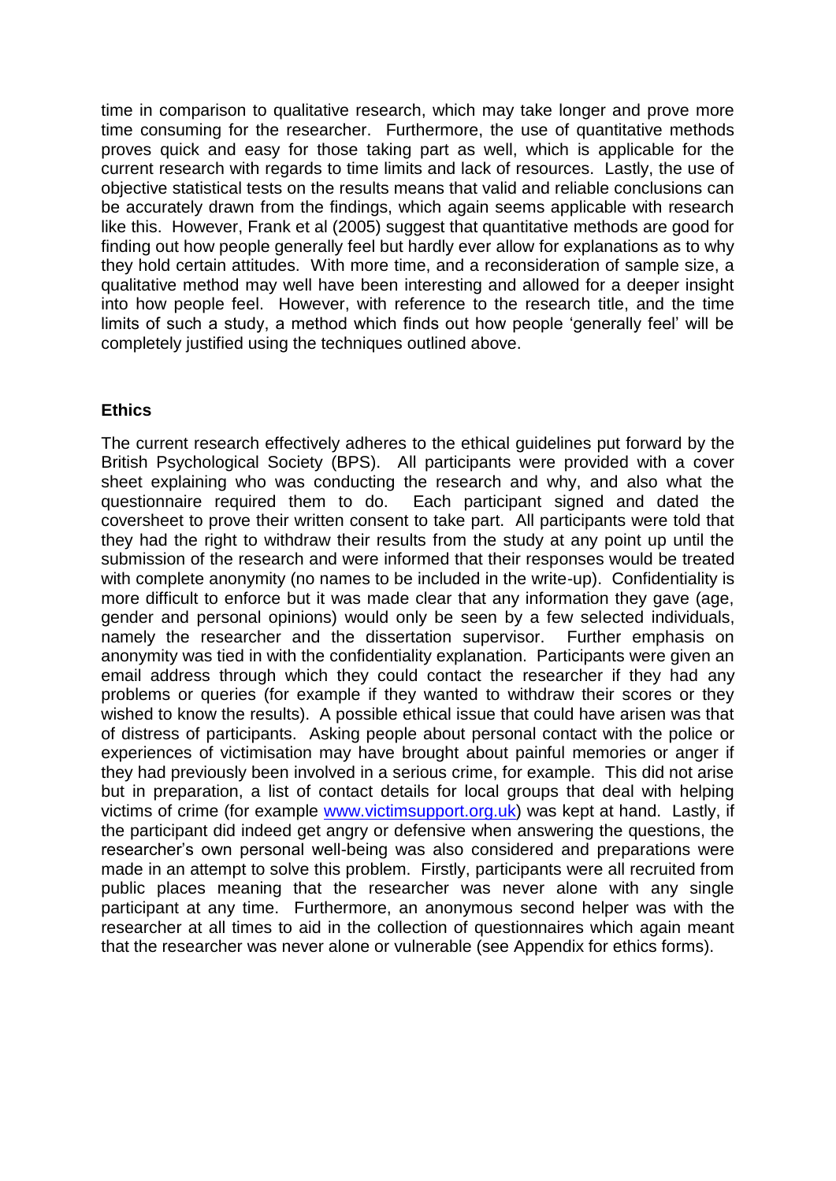time in comparison to qualitative research, which may take longer and prove more time consuming for the researcher. Furthermore, the use of quantitative methods proves quick and easy for those taking part as well, which is applicable for the current research with regards to time limits and lack of resources. Lastly, the use of objective statistical tests on the results means that valid and reliable conclusions can be accurately drawn from the findings, which again seems applicable with research like this. However, Frank et al (2005) suggest that quantitative methods are good for finding out how people generally feel but hardly ever allow for explanations as to why they hold certain attitudes. With more time, and a reconsideration of sample size, a qualitative method may well have been interesting and allowed for a deeper insight into how people feel. However, with reference to the research title, and the time limits of such a study, a method which finds out how people 'generally feel' will be completely justified using the techniques outlined above.

**Ethics**

The current research effectively adheres to the ethical guidelines put forward by the British Psychological Society (BPS). All participants were provided with a cover sheet explaining who was conducting the research and why, and also what the questionnaire required them to do. Each participant signed and dated the coversheet to prove their written consent to take part. All participants were told that they had the right to withdraw their results from the study at any point up until the submission of the research and were informed that their responses would be treated with complete anonymity (no names to be included in the write-up). Confidentiality is more difficult to enforce but it was made clear that any information they gave (age, gender and personal opinions) would only be seen by a few selected individuals, namely the researcher and the dissertation supervisor. Further emphasis on anonymity was tied in with the confidentiality explanation. Participants were given an email address through which they could contact the researcher if they had any problems or queries (for example if they wanted to withdraw their scores or they wished to know the results). A possible ethical issue that could have arisen was that of distress of participants. Asking people about personal contact with the police or experiences of victimisation may have brought about painful memories or anger if they had previously been involved in a serious crime, for example. This did not arise but in preparation, a list of contact details for local groups that deal with helping victims of crime (for example www.victimsupport.org.uk) was kept at hand. Lastly, if the participant did indeed get angry or defensive when answering the questions, the researcher's own personal well-being was also considered and preparations were made in an attempt to solve this problem. Firstly, participants were all recruited from public places meaning that the researcher was never alone with any single participant at any time. Furthermore, an anonymous second helper was with the researcher at all times to aid in the collection of questionnaires which again meant that the researcher was never alone or vulnerable (see Appendix for ethics forms).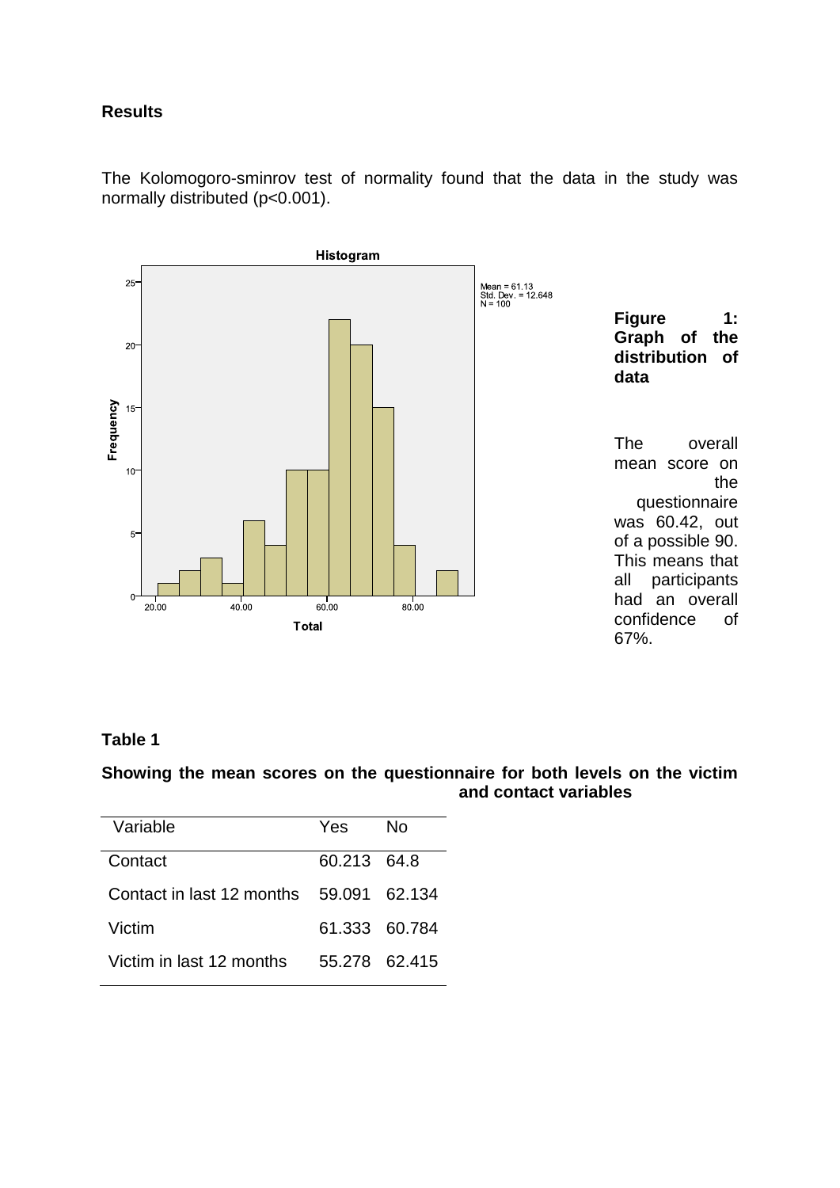## Results

The Kolomogoro-sminrov test of normality found that the data in the study was normally distributed ($p<0.001$).

**Figure 1: Graph of the distribution of data**

The overall mean score on the questionnaire was 60.42, out of a possible 90. This means that all participants had an overall confidence of 67%.

**Table 1**

**Showing the mean scores on the questionnaire for both levels on the victim and contact variables**

| Variable | Yes | No |
|---|---|---|
| Contact | 60.213 | 64.8 |
| Contact in last 12 months | 59.091 | 62.134 |
| Victim | 61.333 | 60.784 |
| Victim in last 12 months | 55.278 | 62.415 |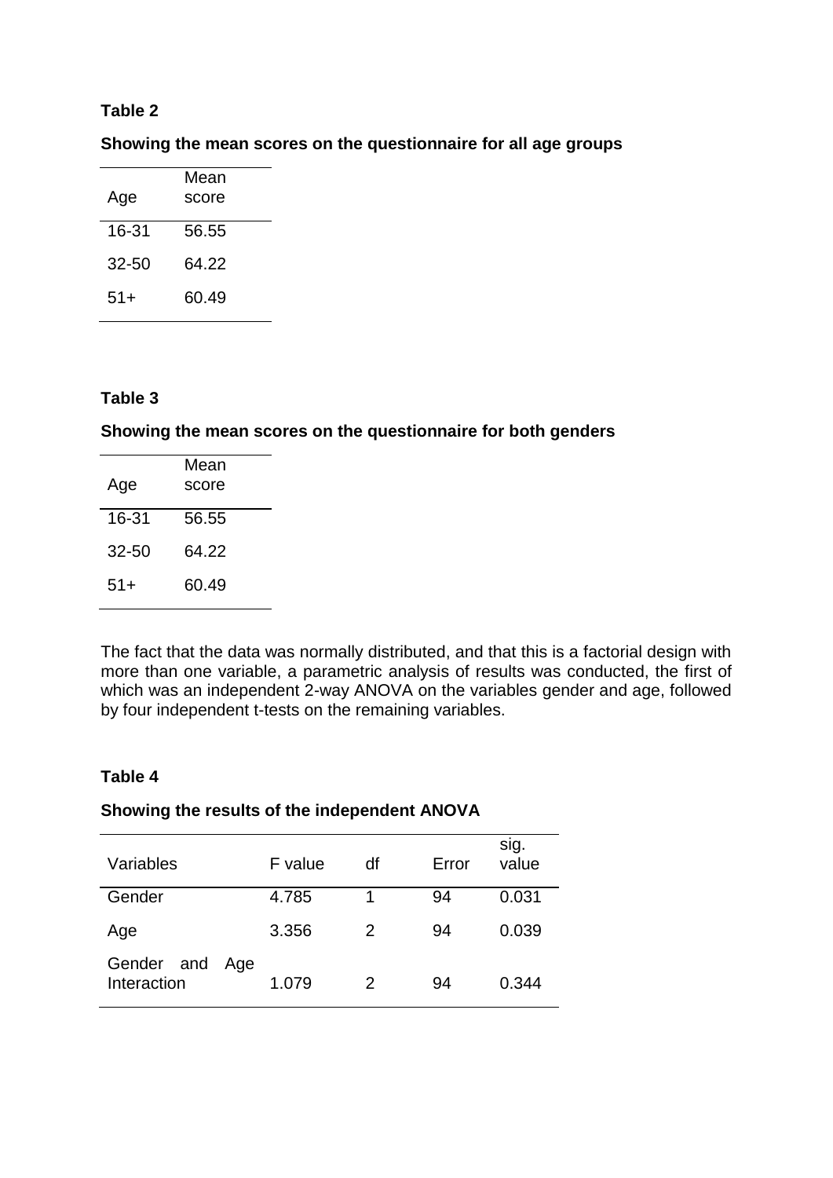**Table 2**

**Showing the mean scores on the questionnaire for all age groups**

| Age | Mean score |
|---|---|
| 16-31 | 56.55 |
| 32-50 | 64.22 |
| 51+ | 60.49 |

**Table 3**

**Showing the mean scores on the questionnaire for both genders**

| Age | Mean score |
|---|---|
| 16-31 | 56.55 |
| 32-50 | 64.22 |
| 51+ | 60.49 |

The fact that the data was normally distributed, and that this is a factorial design with more than one variable, a parametric analysis of results was conducted, the first of which was an independent 2-way ANOVA on the variables gender and age, followed by four independent t-tests on the remaining variables.

**Table 4**

**Showing the results of the independent ANOVA**

| Variables | F value | df | Error | sig. value |
|---|---|---|---|---|
| Gender | 4.785 | 1 | 94 | 0.031 |
| Age | 3.356 | 2 | 94 | 0.039 |
| Gender and Age Interaction | 1.079 | 2 | 94 | 0.344 |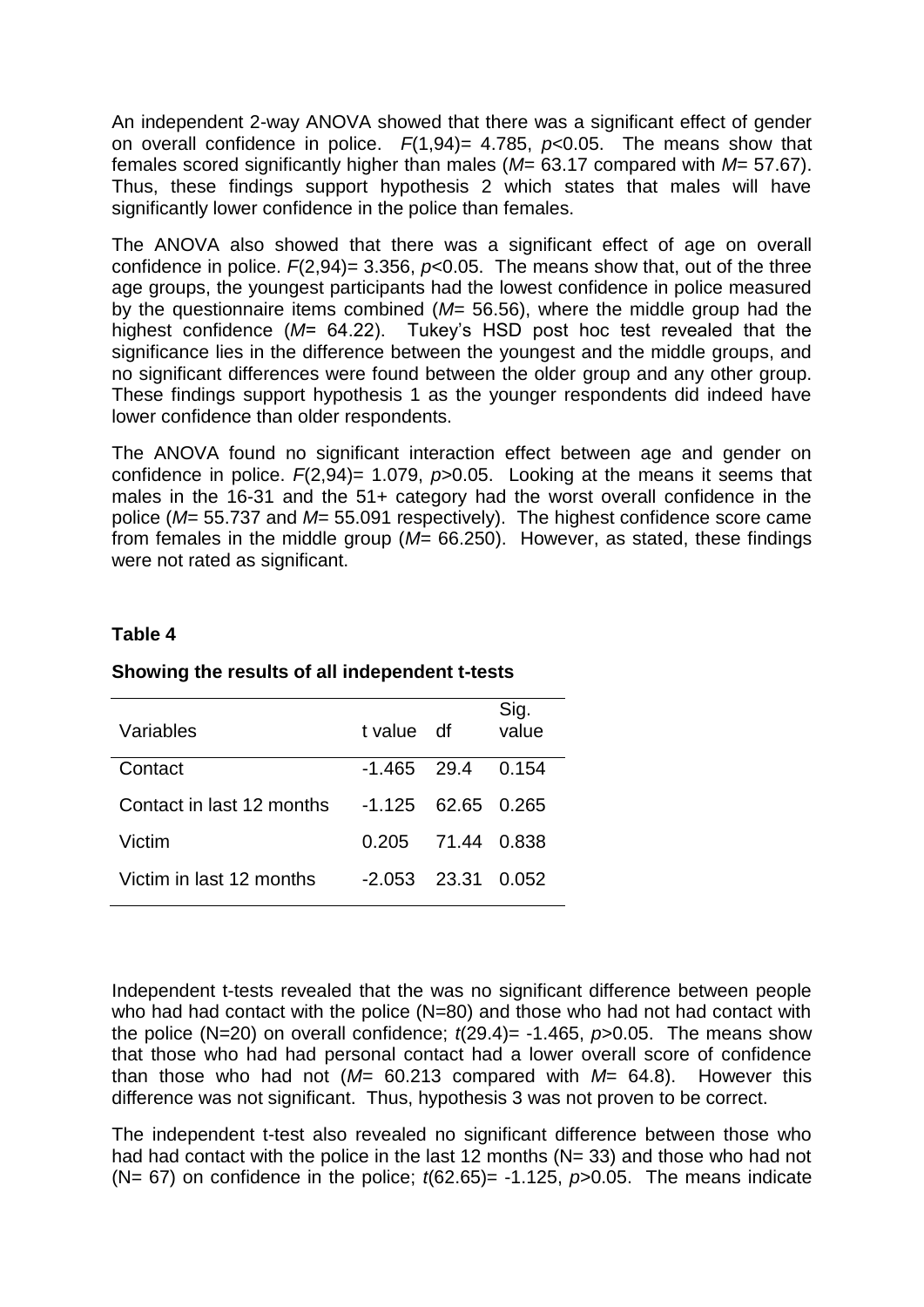An independent 2-way ANOVA showed that there was a significant effect of gender on overall confidence in police. $F(1,94) = 4.785$, $p<0.05$. The means show that females scored significantly higher than males ($M = 63.17$ compared with $M = 57.67$). Thus, these findings support hypothesis 2 which states that males will have significantly lower confidence in the police than females.

The ANOVA also showed that there was a significant effect of age on overall confidence in police. $F(2,94) = 3.356$, $p<0.05$. The means show that, out of the three age groups, the youngest participants had the lowest confidence in police measured by the questionnaire items combined ($M = 56.56$), where the middle group had the highest confidence ($M = 64.22$). Tukey's HSD post hoc test revealed that the significance lies in the difference between the youngest and the middle groups, and no significant differences were found between the older group and any other group. These findings support hypothesis 1 as the younger respondents did indeed have lower confidence than older respondents.

The ANOVA found no significant interaction effect between age and gender on confidence in police. $F(2,94) = 1.079$, $p>0.05$. Looking at the means it seems that males in the 16-31 and the 51+ category had the worst overall confidence in the police ($M = 55.737$ and $M = 55.091$ respectively). The highest confidence score came from females in the middle group ($M = 66.250$). However, as stated, these findings were not rated as significant.

**Table 4**

**Showing the results of all independent t-tests**

| Variables | t value | df | Sig. value |
|---|---|---|---|
| Contact | -1.465 | 29.4 | 0.154 |
| Contact in last 12 months | -1.125 | 62.65 | 0.265 |
| Victim | 0.205 | 71.44 | 0.838 |
| Victim in last 12 months | -2.053 | 23.31 | 0.052 |

Independent t-tests revealed that the was no significant difference between people who had had contact with the police (N=80) and those who had not had contact with the police (N=20) on overall confidence; $t(29.4) = -1.465$, $p>0.05$. The means show that those who had had personal contact had a lower overall score of confidence than those who had not ($M = 60.213$ compared with $M = 64.8$). However this difference was not significant. Thus, hypothesis 3 was not proven to be correct.

The independent t-test also revealed no significant difference between those who had had contact with the police in the last 12 months (N= 33) and those who had not (N= 67) on confidence in the police; $t(62.65) = -1.125$, $p>0.05$. The means indicate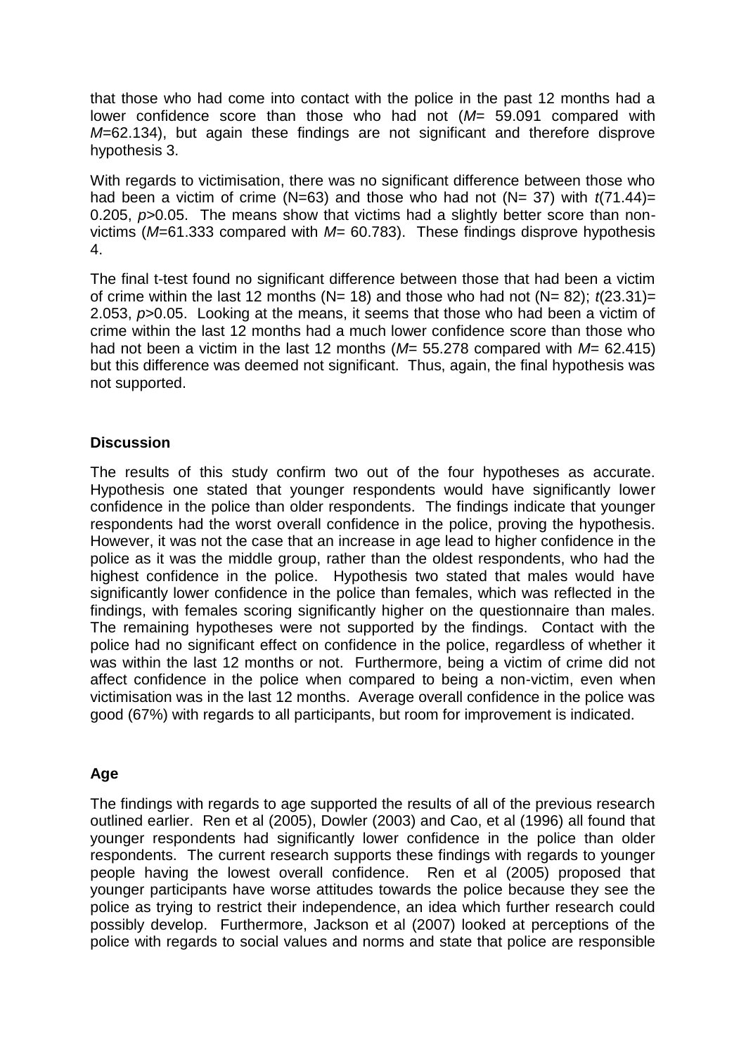that those who had come into contact with the police in the past 12 months had a lower confidence score than those who had not (*M*= 59.091 compared with *M*=62.134), but again these findings are not significant and therefore disprove hypothesis 3.

With regards to victimisation, there was no significant difference between those who had been a victim of crime (N=63) and those who had not (N= 37) with $t(71.44)$= 0.205, $p>0.05$. The means show that victims had a slightly better score than non-victims (*M*=61.333 compared with *M*= 60.783). These findings disprove hypothesis 4.

The final t-test found no significant difference between those that had been a victim of crime within the last 12 months (N= 18) and those who had not (N= 82); $t(23.31)$= 2.053, $p>0.05$. Looking at the means, it seems that those who had been a victim of crime within the last 12 months had a much lower confidence score than those who had not been a victim in the last 12 months (*M*= 55.278 compared with *M*= 62.415) but this difference was deemed not significant. Thus, again, the final hypothesis was not supported.

## Discussion

The results of this study confirm two out of the four hypotheses as accurate. Hypothesis one stated that younger respondents would have significantly lower confidence in the police than older respondents. The findings indicate that younger respondents had the worst overall confidence in the police, proving the hypothesis. However, it was not the case that an increase in age lead to higher confidence in the police as it was the middle group, rather than the oldest respondents, who had the highest confidence in the police. Hypothesis two stated that males would have significantly lower confidence in the police than females, which was reflected in the findings, with females scoring significantly higher on the questionnaire than males. The remaining hypotheses were not supported by the findings. Contact with the police had no significant effect on confidence in the police, regardless of whether it was within the last 12 months or not. Furthermore, being a victim of crime did not affect confidence in the police when compared to being a non-victim, even when victimisation was in the last 12 months. Average overall confidence in the police was good (67%) with regards to all participants, but room for improvement is indicated.

## Age

The findings with regards to age supported the results of all of the previous research outlined earlier. Ren et al (2005), Dowler (2003) and Cao, et al (1996) all found that younger respondents had significantly lower confidence in the police than older respondents. The current research supports these findings with regards to younger people having the lowest overall confidence. Ren et al (2005) proposed that younger participants have worse attitudes towards the police because they see the police as trying to restrict their independence, an idea which further research could possibly develop. Furthermore, Jackson et al (2007) looked at perceptions of the police with regards to social values and norms and state that police are responsible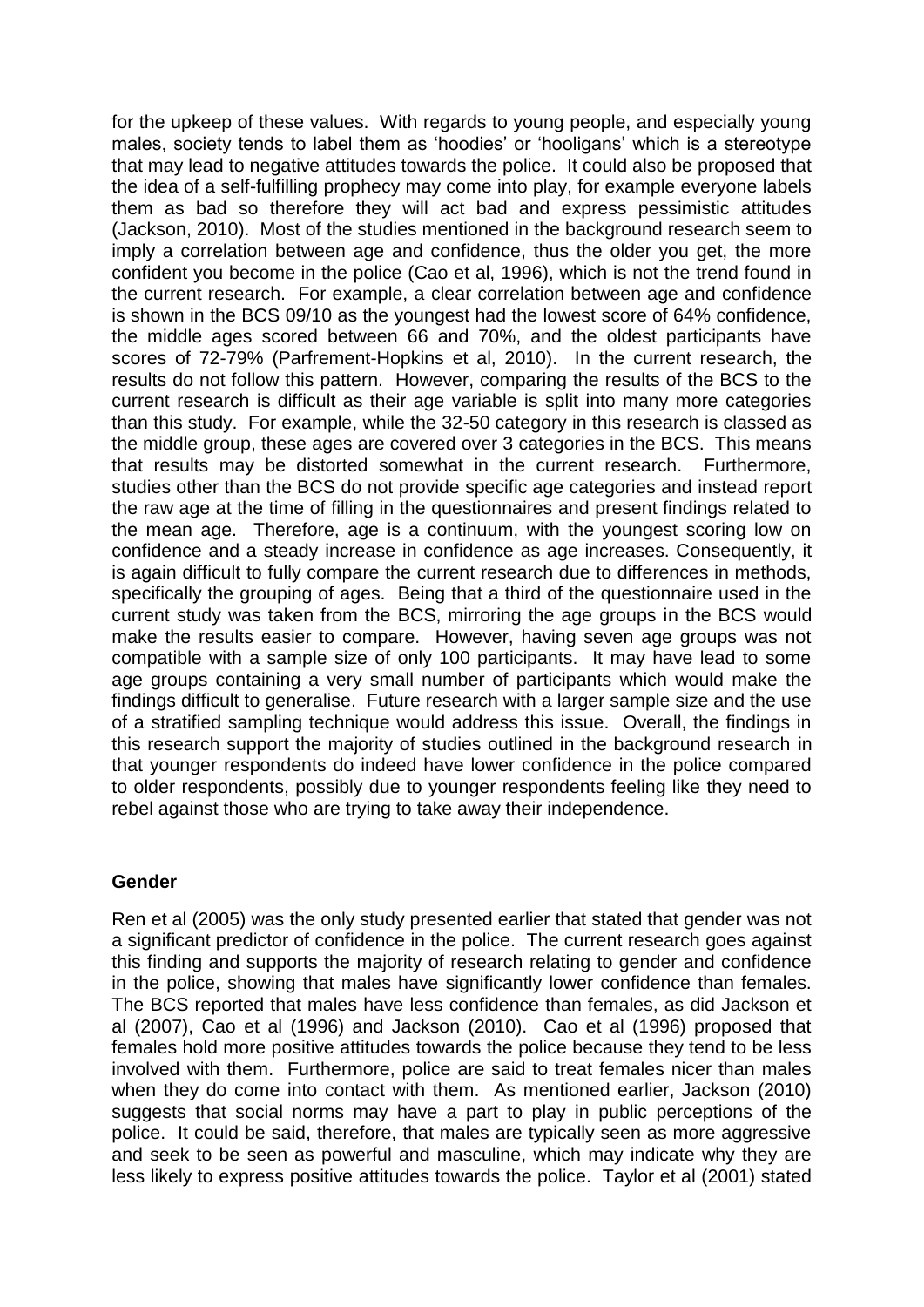for the upkeep of these values. With regards to young people, and especially young males, society tends to label them as 'hoodies' or 'hooligans' which is a stereotype that may lead to negative attitudes towards the police. It could also be proposed that the idea of a self-fulfilling prophecy may come into play, for example everyone labels them as bad so therefore they will act bad and express pessimistic attitudes (Jackson, 2010). Most of the studies mentioned in the background research seem to imply a correlation between age and confidence, thus the older you get, the more confident you become in the police (Cao et al, 1996), which is not the trend found in the current research. For example, a clear correlation between age and confidence is shown in the BCS 09/10 as the youngest had the lowest score of 64% confidence, the middle ages scored between 66 and 70%, and the oldest participants have scores of 72-79% (Parfrement-Hopkins et al, 2010). In the current research, the results do not follow this pattern. However, comparing the results of the BCS to the current research is difficult as their age variable is split into many more categories than this study. For example, while the 32-50 category in this research is classed as the middle group, these ages are covered over 3 categories in the BCS. This means that results may be distorted somewhat in the current research. Furthermore, studies other than the BCS do not provide specific age categories and instead report the raw age at the time of filling in the questionnaires and present findings related to the mean age. Therefore, age is a continuum, with the youngest scoring low on confidence and a steady increase in confidence as age increases. Consequently, it is again difficult to fully compare the current research due to differences in methods, specifically the grouping of ages. Being that a third of the questionnaire used in the current study was taken from the BCS, mirroring the age groups in the BCS would make the results easier to compare. However, having seven age groups was not compatible with a sample size of only 100 participants. It may have lead to some age groups containing a very small number of participants which would make the findings difficult to generalise. Future research with a larger sample size and the use of a stratified sampling technique would address this issue. Overall, the findings in this research support the majority of studies outlined in the background research in that younger respondents do indeed have lower confidence in the police compared to older respondents, possibly due to younger respondents feeling like they need to rebel against those who are trying to take away their independence.

### Gender

Ren et al (2005) was the only study presented earlier that stated that gender was not a significant predictor of confidence in the police. The current research goes against this finding and supports the majority of research relating to gender and confidence in the police, showing that males have significantly lower confidence than females. The BCS reported that males have less confidence than females, as did Jackson et al (2007), Cao et al (1996) and Jackson (2010). Cao et al (1996) proposed that females hold more positive attitudes towards the police because they tend to be less involved with them. Furthermore, police are said to treat females nicer than males when they do come into contact with them. As mentioned earlier, Jackson (2010) suggests that social norms may have a part to play in public perceptions of the police. It could be said, therefore, that males are typically seen as more aggressive and seek to be seen as powerful and masculine, which may indicate why they are less likely to express positive attitudes towards the police. Taylor et al (2001) stated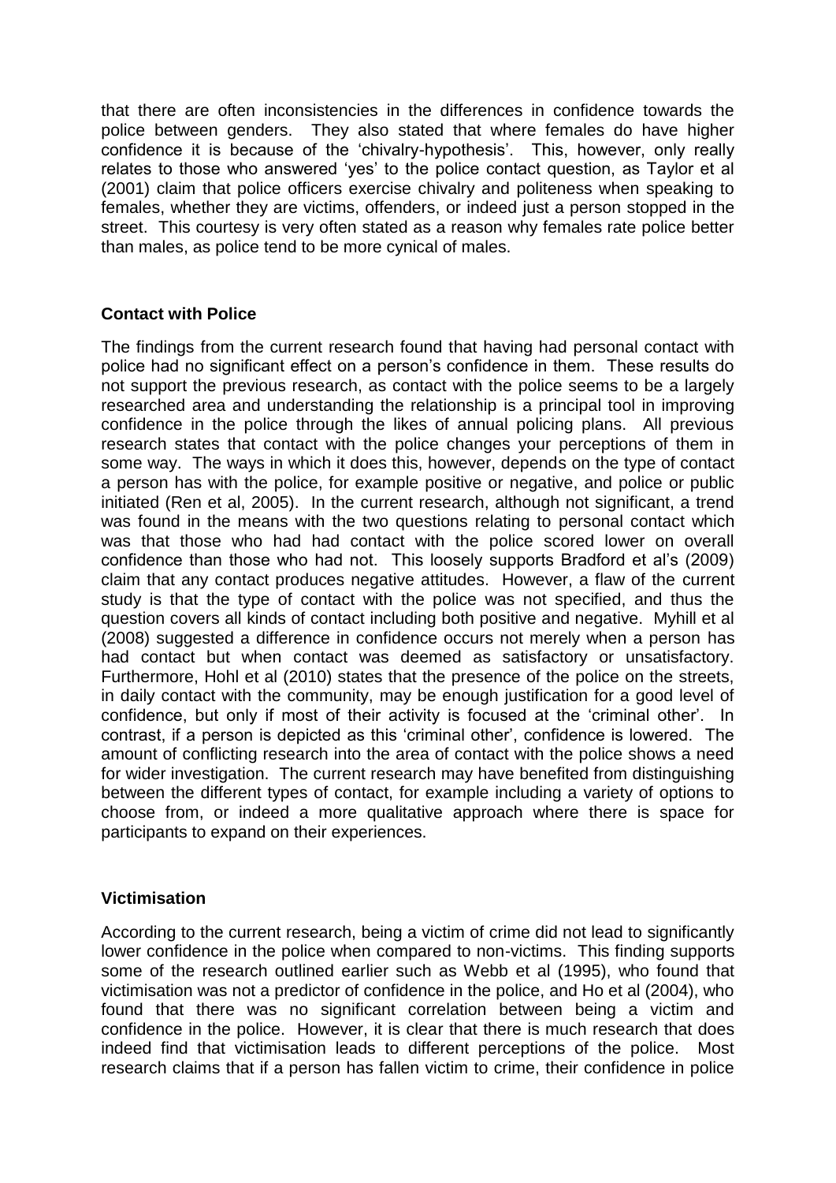that there are often inconsistencies in the differences in confidence towards the police between genders. They also stated that where females do have higher confidence it is because of the 'chivalry-hypothesis'. This, however, only really relates to those who answered 'yes' to the police contact question, as Taylor et al (2001) claim that police officers exercise chivalry and politeness when speaking to females, whether they are victims, offenders, or indeed just a person stopped in the street. This courtesy is very often stated as a reason why females rate police better than males, as police tend to be more cynical of males.

## Contact with Police

The findings from the current research found that having had personal contact with police had no significant effect on a person's confidence in them. These results do not support the previous research, as contact with the police seems to be a largely researched area and understanding the relationship is a principal tool in improving confidence in the police through the likes of annual policing plans. All previous research states that contact with the police changes your perceptions of them in some way. The ways in which it does this, however, depends on the type of contact a person has with the police, for example positive or negative, and police or public initiated (Ren et al, 2005). In the current research, although not significant, a trend was found in the means with the two questions relating to personal contact which was that those who had had contact with the police scored lower on overall confidence than those who had not. This loosely supports Bradford et al's (2009) claim that any contact produces negative attitudes. However, a flaw of the current study is that the type of contact with the police was not specified, and thus the question covers all kinds of contact including both positive and negative. Myhill et al (2008) suggested a difference in confidence occurs not merely when a person has had contact but when contact was deemed as satisfactory or unsatisfactory. Furthermore, Hohl et al (2010) states that the presence of the police on the streets, in daily contact with the community, may be enough justification for a good level of confidence, but only if most of their activity is focused at the 'criminal other'. In contrast, if a person is depicted as this 'criminal other', confidence is lowered. The amount of conflicting research into the area of contact with the police shows a need for wider investigation. The current research may have benefited from distinguishing between the different types of contact, for example including a variety of options to choose from, or indeed a more qualitative approach where there is space for participants to expand on their experiences.

## Victimisation

According to the current research, being a victim of crime did not lead to significantly lower confidence in the police when compared to non-victims. This finding supports some of the research outlined earlier such as Webb et al (1995), who found that victimisation was not a predictor of confidence in the police, and Ho et al (2004), who found that there was no significant correlation between being a victim and confidence in the police. However, it is clear that there is much research that does indeed find that victimisation leads to different perceptions of the police. Most research claims that if a person has fallen victim to crime, their confidence in police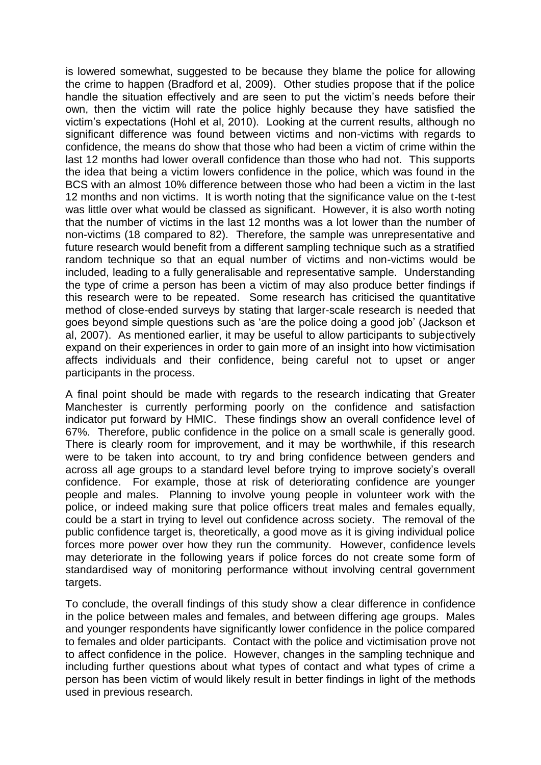is lowered somewhat, suggested to be because they blame the police for allowing the crime to happen (Bradford et al, 2009). Other studies propose that if the police handle the situation effectively and are seen to put the victim's needs before their own, then the victim will rate the police highly because they have satisfied the victim's expectations (Hohl et al, 2010). Looking at the current results, although no significant difference was found between victims and non-victims with regards to confidence, the means do show that those who had been a victim of crime within the last 12 months had lower overall confidence than those who had not. This supports the idea that being a victim lowers confidence in the police, which was found in the BCS with an almost 10% difference between those who had been a victim in the last 12 months and non victims. It is worth noting that the significance value on the t-test was little over what would be classed as significant. However, it is also worth noting that the number of victims in the last 12 months was a lot lower than the number of non-victims (18 compared to 82). Therefore, the sample was unrepresentative and future research would benefit from a different sampling technique such as a stratified random technique so that an equal number of victims and non-victims would be included, leading to a fully generalisable and representative sample. Understanding the type of crime a person has been a victim of may also produce better findings if this research were to be repeated. Some research has criticised the quantitative method of close-ended surveys by stating that larger-scale research is needed that goes beyond simple questions such as 'are the police doing a good job' (Jackson et al, 2007). As mentioned earlier, it may be useful to allow participants to subjectively expand on their experiences in order to gain more of an insight into how victimisation affects individuals and their confidence, being careful not to upset or anger participants in the process.

A final point should be made with regards to the research indicating that Greater Manchester is currently performing poorly on the confidence and satisfaction indicator put forward by HMIC. These findings show an overall confidence level of 67%. Therefore, public confidence in the police on a small scale is generally good. There is clearly room for improvement, and it may be worthwhile, if this research were to be taken into account, to try and bring confidence between genders and across all age groups to a standard level before trying to improve society's overall confidence. For example, those at risk of deteriorating confidence are younger people and males. Planning to involve young people in volunteer work with the police, or indeed making sure that police officers treat males and females equally, could be a start in trying to level out confidence across society. The removal of the public confidence target is, theoretically, a good move as it is giving individual police forces more power over how they run the community. However, confidence levels may deteriorate in the following years if police forces do not create some form of standardised way of monitoring performance without involving central government targets.

To conclude, the overall findings of this study show a clear difference in confidence in the police between males and females, and between differing age groups. Males and younger respondents have significantly lower confidence in the police compared to females and older participants. Contact with the police and victimisation prove not to affect confidence in the police. However, changes in the sampling technique and including further questions about what types of contact and what types of crime a person has been victim of would likely result in better findings in light of the methods used in previous research.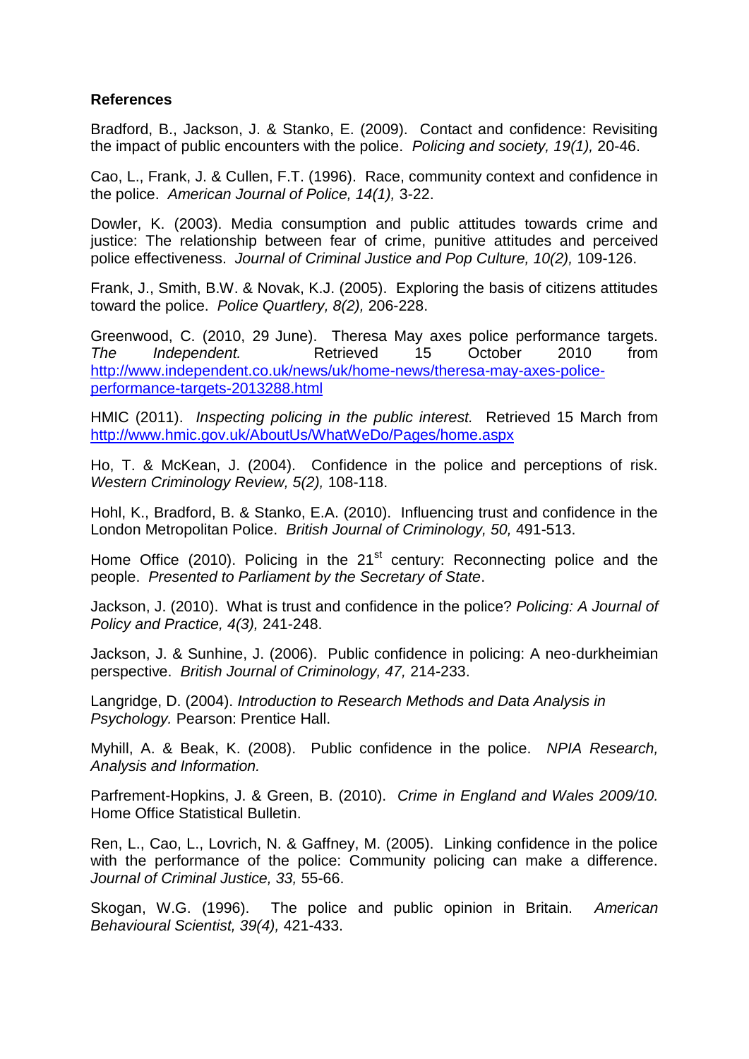**References**

Bradford, B., Jackson, J. & Stanko, E. (2009). Contact and confidence: Revisiting the impact of public encounters with the police. *Policing and society, 19(1),* 20-46.

Cao, L., Frank, J. & Cullen, F.T. (1996). Race, community context and confidence in the police. *American Journal of Police, 14(1),* 3-22.

Dowler, K. (2003). Media consumption and public attitudes towards crime and justice: The relationship between fear of crime, punitive attitudes and perceived police effectiveness. *Journal of Criminal Justice and Pop Culture, 10(2),* 109-126.

Frank, J., Smith, B.W. & Novak, K.J. (2005). Exploring the basis of citizens attitudes toward the police. *Police Quartley, 8(2),* 206-228.

Greenwood, C. (2010, 29 June). Theresa May axes police performance targets. *The Independent.* Retrieved 15 October 2010 from http://www.independent.co.uk/news/uk/home-news/theresa-may-axes-police-performance-targets-2013288.html

HMIC (2011). *Inspecting policing in the public interest.* Retrieved 15 March from http://www.hmic.gov.uk/AboutUs/WhatWeDo/Pages/home.aspx

Ho, T. & McKean, J. (2004). Confidence in the police and perceptions of risk. *Western Criminology Review, 5(2),* 108-118.

Hohl, K., Bradford, B. & Stanko, E.A. (2010). Influencing trust and confidence in the London Metropolitan Police. *British Journal of Criminology, 50,* 491-513.

Home Office (2010). Policing in the 21st century: Reconnecting police and the people. *Presented to Parliament by the Secretary of State*.

Jackson, J. (2010). What is trust and confidence in the police? *Policing: A Journal of Policy and Practice, 4(3),* 241-248.

Jackson, J. & Sunhine, J. (2006). Public confidence in policing: A neo-durkheimian perspective. *British Journal of Criminology, 47,* 214-233.

Langridge, D. (2004). *Introduction to Research Methods and Data Analysis in Psychology.* Pearson: Prentice Hall.

Myhill, A. & Beak, K. (2008). Public confidence in the police. *NPIA Research, Analysis and Information.*

Parfrement-Hopkins, J. & Green, B. (2010). *Crime in England and Wales 2009/10.* Home Office Statistical Bulletin.

Ren, L., Cao, L., Lovrich, N. & Gaffney, M. (2005). Linking confidence in the police with the performance of the police: Community policing can make a difference. *Journal of Criminal Justice, 33,* 55-66.

Skogan, W.G. (1996). The police and public opinion in Britain. *American Behavioural Scientist, 39(4),* 421-433.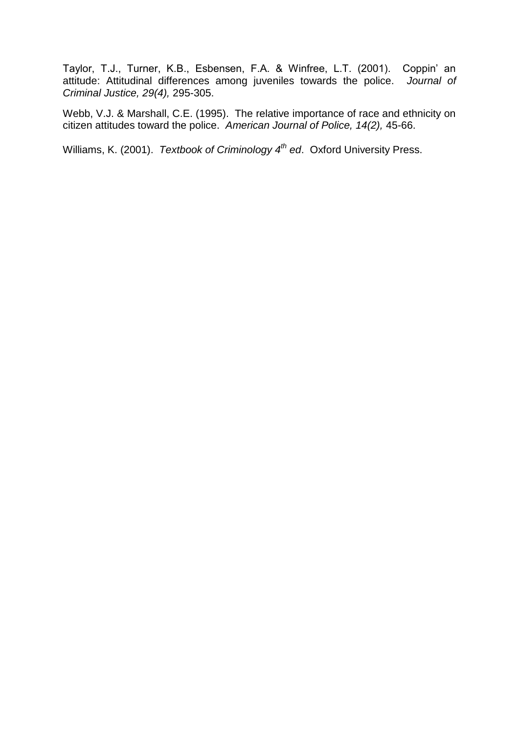Taylor, T.J., Turner, K.B., Esbensen, F.A. & Winfree, L.T. (2001). Coppin' an attitude: Attitudinal differences among juveniles towards the police. *Journal of Criminal Justice, 29(4),* 295-305.

Webb, V.J. & Marshall, C.E. (1995). The relative importance of race and ethnicity on citizen attitudes toward the police. *American Journal of Police, 14(2),* 45-66.

Williams, K. (2001). *Textbook of Criminology 4th ed*. Oxford University Press.